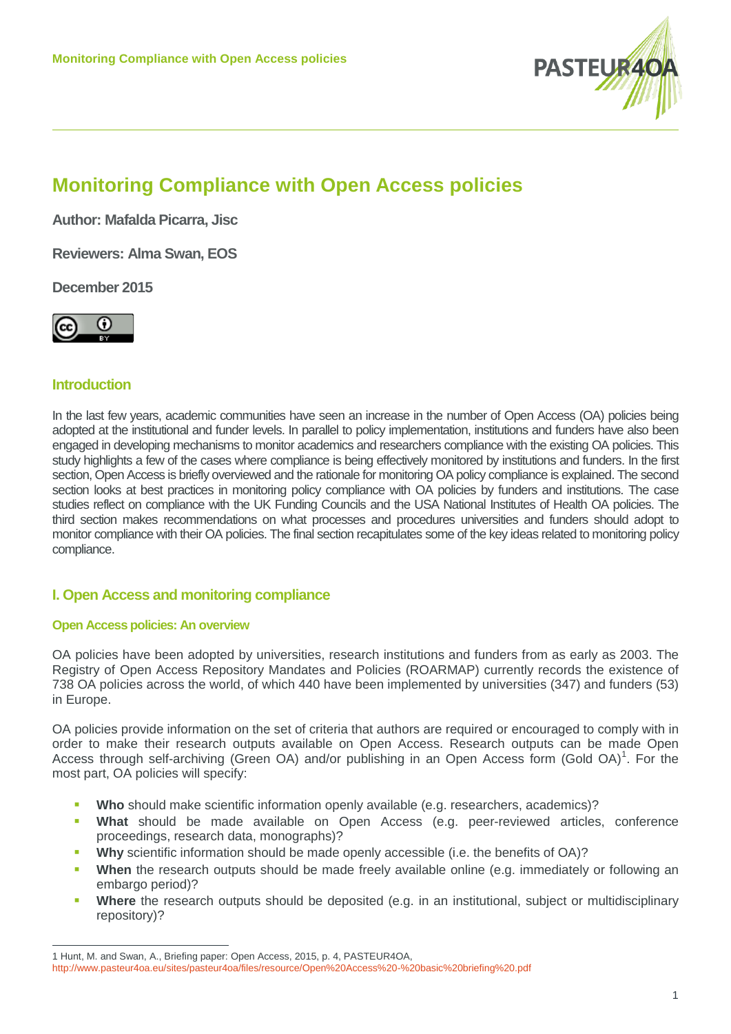# Monitoring Compliance with Open Access policies

**Author: Mafalda Picarra, Jisc**

**Reviewers: Alma Swan, EOS**

**December 2015**

## Introduction

In the last few years, academic communities have seen an increase in the number of Open Access (OA) policies being adopted at the institutional and funder levels. In parallel to policy implementation, institutions and funders have also been engaged in developing mechanisms to monitor academics and researchers compliance with the existing OA policies. This study highlights a few of the cases where compliance is being effectively monitored by institutions and funders. In the first section, Open Access is briefly overviewed and the rationale for monitoring OA policy compliance is explained. The second section looks at best practices in monitoring policy compliance with OA policies by funders and institutions. The case studies reflect on compliance with the UK Funding Councils and the USA National Institutes of Health OA policies. The third section makes recommendations on what processes and procedures universities and funders should adopt to monitor compliance with their OA policies. The final section recapitulates some of the key ideas related to monitoring policy compliance.

## I. Open Access and monitoring compliance

### Open Access policies: An overview

OA policies have been adopted by universities, research institutions and funders from as early as 2003. The Registry of Open Access Repository Mandates and Policies (ROARMAP) currently records the existence of 738 OA policies across the world, of which 440 have been implemented by universities (347) and funders (53) in Europe.

OA policies provide information on the set of criteria that authors are required or encouraged to comply with in order to make their research outputs available on Open Access. Research outputs can be made Open Access through self-archiving (Green OA) and/or publishing in an Open Access form (Gold OA)[1]. For the most part, OA policies will specify:

- **Who** should make scientific information openly available (e.g. researchers, academics)?
- **What** should be made available on Open Access (e.g. peer-reviewed articles, conference proceedings, research data, monographs)?
- **Why** scientific information should be made openly accessible (i.e. the benefits of OA)?
- **When** the research outputs should be made freely available online (e.g. immediately or following an embargo period)?
- **Where** the research outputs should be deposited (e.g. in an institutional, subject or multidisciplinary repository)?

---

1 Hunt, M. and Swan, A., Briefing paper: Open Access, 2015, p. 4, PASTEUR4OA, http://www.pasteur4oa.eu/sites/pasteur4oa/files/resource/Open%20Access%20-%20basic%20briefing%20.pdf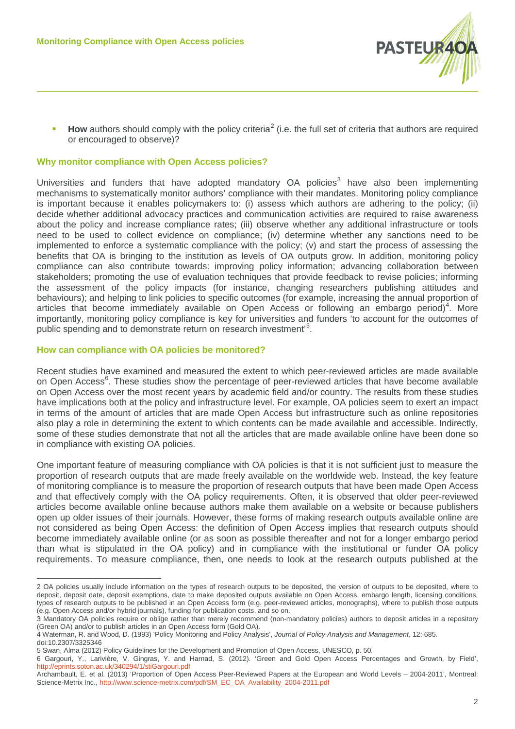- **How** authors should comply with the policy criteria[2] (i.e. the full set of criteria that authors are required or encouraged to observe)?

## Why monitor compliance with Open Access policies?

Universities and funders that have adopted mandatory OA policies[3] have also been implementing mechanisms to systematically monitor authors' compliance with their mandates. Monitoring policy compliance is important because it enables policymakers to: (i) assess which authors are adhering to the policy; (ii) decide whether additional advocacy practices and communication activities are required to raise awareness about the policy and increase compliance rates; (iii) observe whether any additional infrastructure or tools need to be used to collect evidence on compliance; (iv) determine whether any sanctions need to be implemented to enforce a systematic compliance with the policy; (v) and start the process of assessing the benefits that OA is bringing to the institution as levels of OA outputs grow. In addition, monitoring policy compliance can also contribute towards: improving policy information; advancing collaboration between stakeholders; promoting the use of evaluation techniques that provide feedback to revise policies; informing the assessment of the policy impacts (for instance, changing researchers publishing attitudes and behaviours); and helping to link policies to specific outcomes (for example, increasing the annual proportion of articles that become immediately available on Open Access or following an embargo period)[4]. More importantly, monitoring policy compliance is key for universities and funders 'to account for the outcomes of public spending and to demonstrate return on research investment'[5].

## How can compliance with OA policies be monitored?

Recent studies have examined and measured the extent to which peer-reviewed articles are made available on Open Access[6]. These studies show the percentage of peer-reviewed articles that have become available on Open Access over the most recent years by academic field and/or country. The results from these studies have implications both at the policy and infrastructure level. For example, OA policies seem to exert an impact in terms of the amount of articles that are made Open Access but infrastructure such as online repositories also play a role in determining the extent to which contents can be made available and accessible. Indirectly, some of these studies demonstrate that not all the articles that are made available online have been done so in compliance with existing OA policies.

One important feature of measuring compliance with OA policies is that it is not sufficient just to measure the proportion of research outputs that are made freely available on the worldwide web. Instead, the key feature of monitoring compliance is to measure the proportion of research outputs that have been made Open Access and that effectively comply with the OA policy requirements. Often, it is observed that older peer-reviewed articles become available online because authors make them available on a website or because publishers open up older issues of their journals. However, these forms of making research outputs available online are not considered as being Open Access: the definition of Open Access implies that research outputs should become immediately available online (or as soon as possible thereafter and not for a longer embargo period than what is stipulated in the OA policy) and in compliance with the institutional or funder OA policy requirements. To measure compliance, then, one needs to look at the research outputs published at the

---

2 OA policies usually include information on the types of research outputs to be deposited, the version of outputs to be deposited, where to deposit, deposit date, deposit exemptions, date to make deposited outputs available on Open Access, embargo length, licensing conditions, types of research outputs to be published in an Open Access form (e.g. peer-reviewed articles, monographs), where to publish those outputs (e.g. Open Access and/or hybrid journals), funding for publication costs, and so on.

3 Mandatory OA policies require or oblige rather than merely recommend (non-mandatory policies) authors to deposit articles in a repository (Green OA) and/or to publish articles in an Open Access form (Gold OA).

4 Waterman, R. and Wood, D. (1993) 'Policy Monitoring and Policy Analysis', *Journal of Policy Analysis and Management*, 12: 685. doi:10.2307/3325346

5 Swan, Alma (2012) Policy Guidelines for the Development and Promotion of Open Access, UNESCO, p. 50.

6 Gargouri, Y., Larivière, V. Gingras, Y. and Harnad, S. (2012). 'Green and Gold Open Access Percentages and Growth, by Field', http://eprints.soton.ac.uk/340294/1/stiGargouri.pdf

Archambault, E. et al. (2013) 'Proportion of Open Access Peer-Reviewed Papers at the European and World Levels – 2004-2011', Montreal: Science-Metrix Inc., http://www.science-metrix.com/pdf/SM_EC_OA_Availability_2004-2011.pdf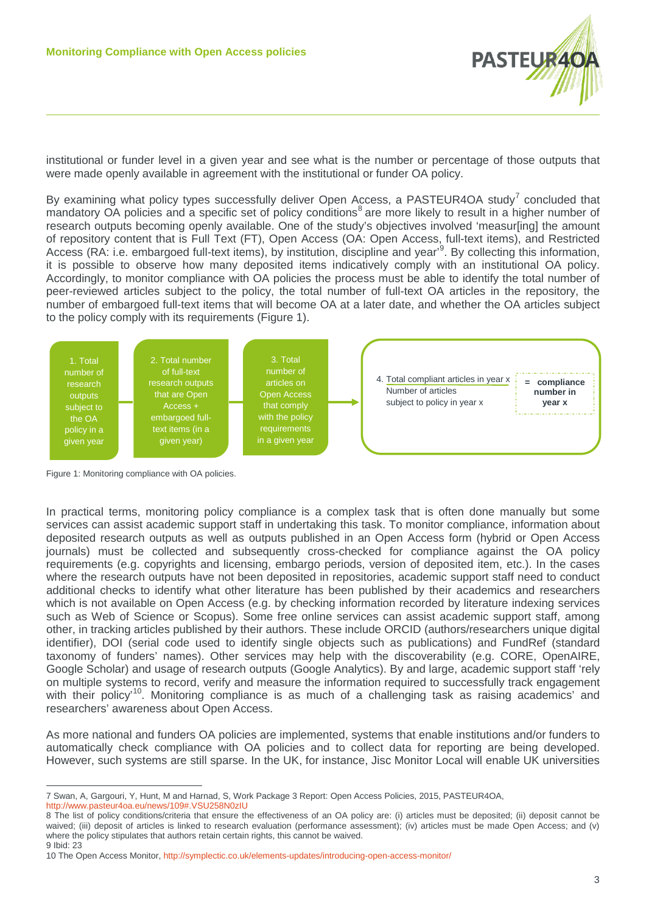institutional or funder level in a given year and see what is the number or percentage of those outputs that were made openly available in agreement with the institutional or funder OA policy.

By examining what policy types successfully deliver Open Access, a PASTEUR4OA study[7] concluded that mandatory OA policies and a specific set of policy conditions[8] are more likely to result in a higher number of research outputs becoming openly available. One of the study's objectives involved 'measur[ing] the amount of repository content that is Full Text (FT), Open Access (OA: Open Access, full-text items), and Restricted Access (RA: i.e. embargoed full-text items), by institution, discipline and year'[9]. By collecting this information, it is possible to observe how many deposited items indicatively comply with an institutional OA policy. Accordingly, to monitor compliance with OA policies the process must be able to identify the total number of peer-reviewed articles subject to the policy, the total number of full-text OA articles in the repository, the number of embargoed full-text items that will become OA at a later date, and whether the OA articles subject to the policy comply with its requirements (Figure 1).

1. Total number of research outputs subject to the OA policy in a given year → 2. Total number of full-text research outputs that are Open Access + embargoed full-text items (in a given year) → 3. Total number of articles on Open Access that comply with the policy requirements in a given year → 4. Total compliant articles in year x / Number of articles subject to policy in year x **= compliance number in year x**

Figure 1: Monitoring compliance with OA policies.

In practical terms, monitoring policy compliance is a complex task that is often done manually but some services can assist academic support staff in undertaking this task. To monitor compliance, information about deposited research outputs as well as outputs published in an Open Access form (hybrid or Open Access journals) must be collected and subsequently cross-checked for compliance against the OA policy requirements (e.g. copyrights and licensing, embargo periods, version of deposited item, etc.). In the cases where the research outputs have not been deposited in repositories, academic support staff need to conduct additional checks to identify what other literature has been published by their academics and researchers which is not available on Open Access (e.g. by checking information recorded by literature indexing services such as Web of Science or Scopus). Some free online services can assist academic support staff, among other, in tracking articles published by their authors. These include ORCID (authors/researchers unique digital identifier), DOI (serial code used to identify single objects such as publications) and FundRef (standard taxonomy of funders' names). Other services may help with the discoverability (e.g. CORE, OpenAIRE, Google Scholar) and usage of research outputs (Google Analytics). By and large, academic support staff 'rely on multiple systems to record, verify and measure the information required to successfully track engagement with their policy'[10]. Monitoring compliance is as much of a challenging task as raising academics' and researchers' awareness about Open Access.

As more national and funders OA policies are implemented, systems that enable institutions and/or funders to automatically check compliance with OA policies and to collect data for reporting are being developed. However, such systems are still sparse. In the UK, for instance, Jisc Monitor Local will enable UK universities

---

7 Swan, A, Gargouri, Y, Hunt, M and Harnad, S, Work Package 3 Report: Open Access Policies, 2015, PASTEUR4OA, http://www.pasteur4oa.eu/news/109#.VSU258N0zIU

8 The list of policy conditions/criteria that ensure the effectiveness of an OA policy are: (i) articles must be deposited; (ii) deposit cannot be waived; (iii) deposit of articles is linked to research evaluation (performance assessment); (iv) articles must be made Open Access; and (v) where the policy stipulates that authors retain certain rights, this cannot be waived.

9 Ibid: 23

10 The Open Access Monitor, http://symplectic.co.uk/elements-updates/introducing-open-access-monitor/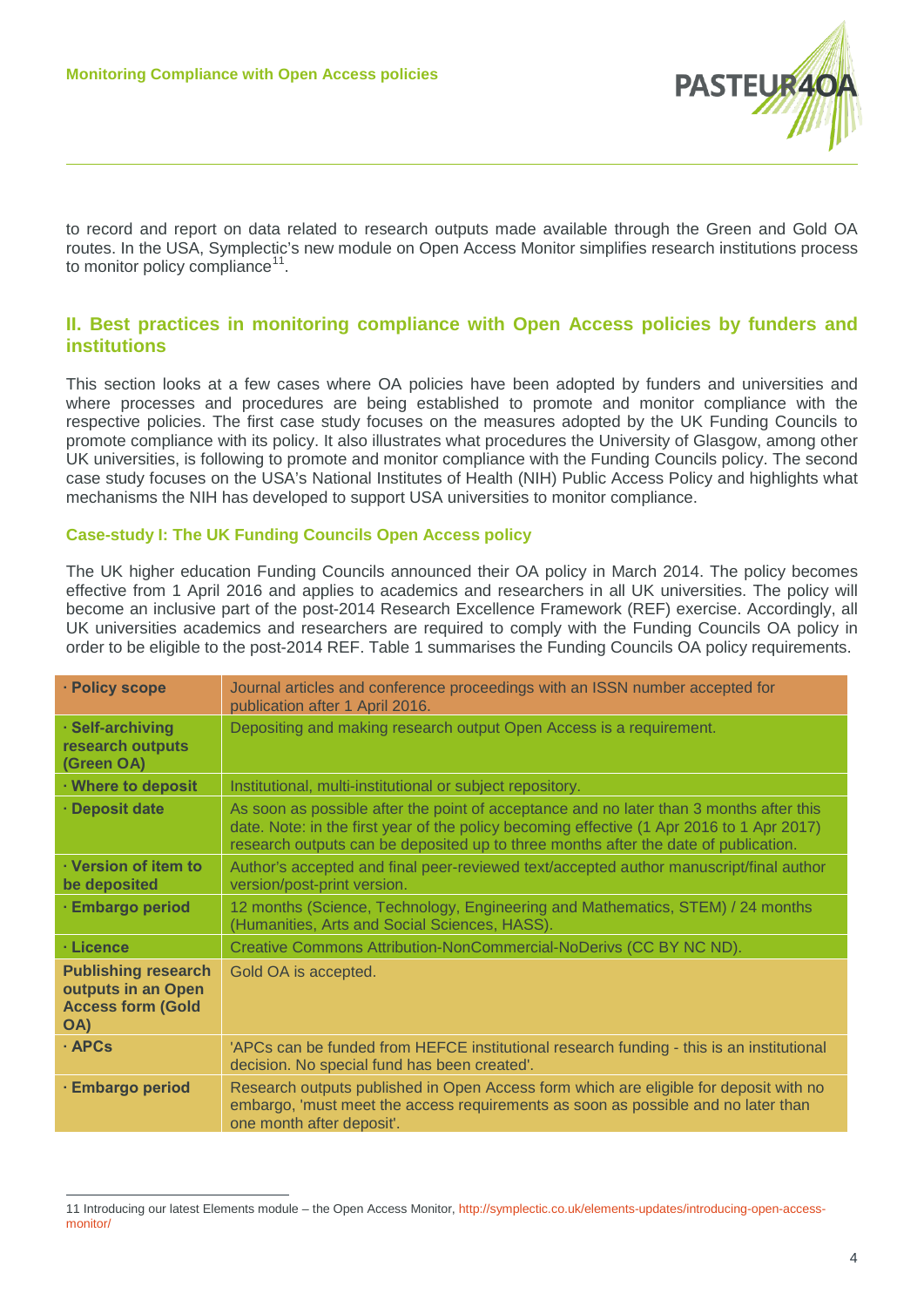to record and report on data related to research outputs made available through the Green and Gold OA routes. In the USA, Symplectic's new module on Open Access Monitor simplifies research institutions process to monitor policy compliance[11].

## II. Best practices in monitoring compliance with Open Access policies by funders and institutions

This section looks at a few cases where OA policies have been adopted by funders and universities and where processes and procedures are being established to promote and monitor compliance with the respective policies. The first case study focuses on the measures adopted by the UK Funding Councils to promote compliance with its policy. It also illustrates what procedures the University of Glasgow, among other UK universities, is following to promote and monitor compliance with the Funding Councils policy. The second case study focuses on the USA's National Institutes of Health (NIH) Public Access Policy and highlights what mechanisms the NIH has developed to support USA universities to monitor compliance.

### Case-study I: The UK Funding Councils Open Access policy

The UK higher education Funding Councils announced their OA policy in March 2014. The policy becomes effective from 1 April 2016 and applies to academics and researchers in all UK universities. The policy will become an inclusive part of the post-2014 Research Excellence Framework (REF) exercise. Accordingly, all UK universities academics and researchers are required to comply with the Funding Councils OA policy in order to be eligible to the post-2014 REF. Table 1 summarises the Funding Councils OA policy requirements.

| · Policy scope | Journal articles and conference proceedings with an ISSN number accepted for publication after 1 April 2016. |
|---|---|
| · Self-archiving research outputs (Green OA) | Depositing and making research output Open Access is a requirement. |
| · Where to deposit | Institutional, multi-institutional or subject repository. |
| · Deposit date | As soon as possible after the point of acceptance and no later than 3 months after this date. Note: in the first year of the policy becoming effective (1 Apr 2016 to 1 Apr 2017) research outputs can be deposited up to three months after the date of publication. |
| · Version of item to be deposited | Author's accepted and final peer-reviewed text/accepted author manuscript/final author version/post-print version. |
| · Embargo period | 12 months (Science, Technology, Engineering and Mathematics, STEM) / 24 months (Humanities, Arts and Social Sciences, HASS). |
| · Licence | Creative Commons Attribution-NonCommercial-NoDerivs (CC BY NC ND). |
| **Publishing research outputs in an Open Access form (Gold OA)** | Gold OA is accepted. |
| · APCs | 'APCs can be funded from HEFCE institutional research funding - this is an institutional decision. No special fund has been created'. |
| · Embargo period | Research outputs published in Open Access form which are eligible for deposit with no embargo, 'must meet the access requirements as soon as possible and no later than one month after deposit'. |

11 Introducing our latest Elements module – the Open Access Monitor, http://symplectic.co.uk/elements-updates/introducing-open-access-monitor/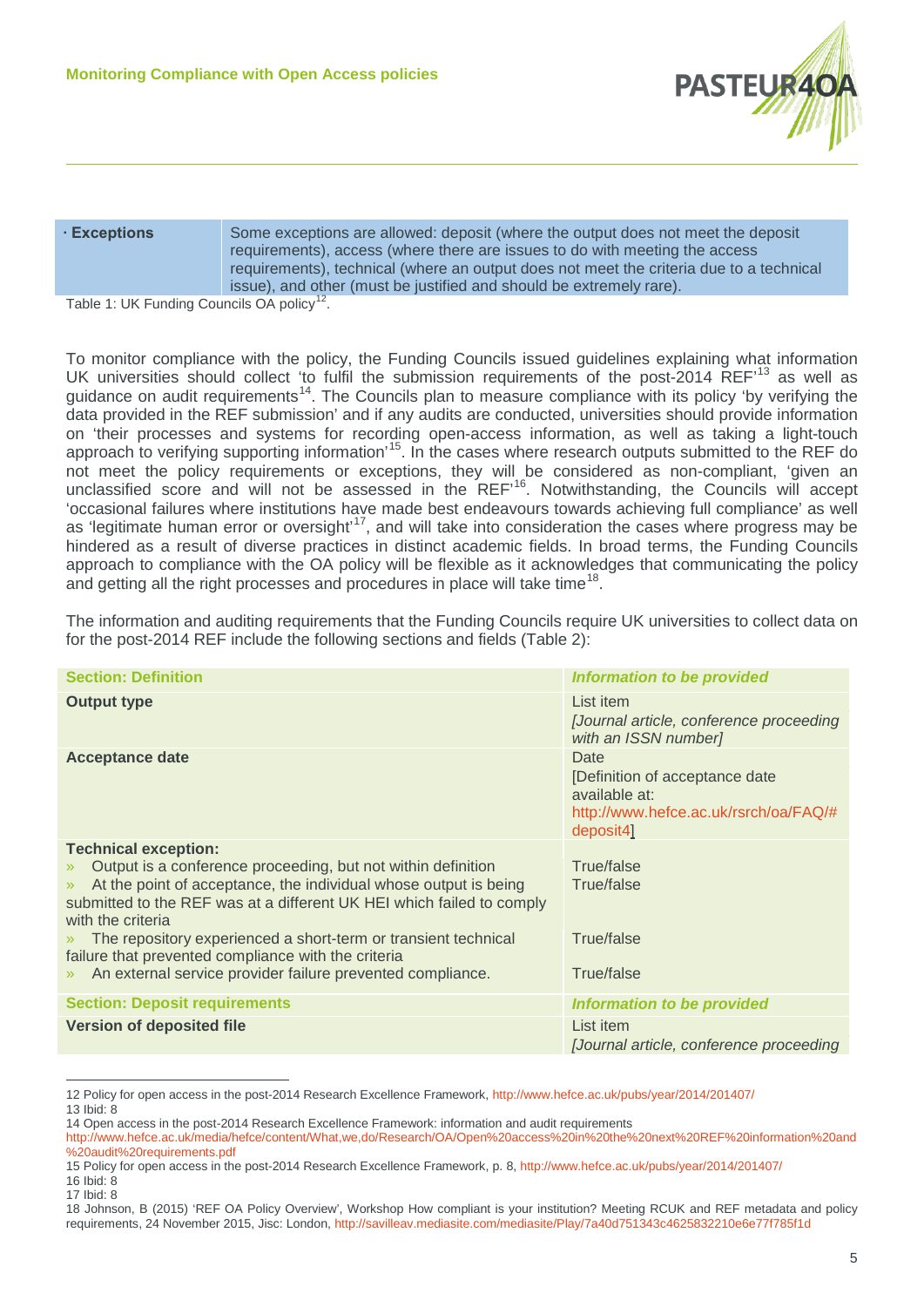| · Exceptions | Some exceptions are allowed: deposit (where the output does not meet the deposit requirements), access (where there are issues to do with meeting the access requirements), technical (where an output does not meet the criteria due to a technical issue), and other (must be justified and should be extremely rare). |
|---|---|

Table 1: UK Funding Councils OA policy[12].

To monitor compliance with the policy, the Funding Councils issued guidelines explaining what information UK universities should collect 'to fulfil the submission requirements of the post-2014 REF'[13] as well as guidance on audit requirements[14]. The Councils plan to measure compliance with its policy 'by verifying the data provided in the REF submission' and if any audits are conducted, universities should provide information on 'their processes and systems for recording open-access information, as well as taking a light-touch approach to verifying supporting information'[15]. In the cases where research outputs submitted to the REF do not meet the policy requirements or exceptions, they will be considered as non-compliant, 'given an unclassified score and will not be assessed in the REF'[16]. Notwithstanding, the Councils will accept 'occasional failures where institutions have made best endeavours towards achieving full compliance' as well as 'legitimate human error or oversight'[17], and will take into consideration the cases where progress may be hindered as a result of diverse practices in distinct academic fields. In broad terms, the Funding Councils approach to compliance with the OA policy will be flexible as it acknowledges that communicating the policy and getting all the right processes and procedures in place will take time[18].

The information and auditing requirements that the Funding Councils require UK universities to collect data on for the post-2014 REF include the following sections and fields (Table 2):

| **Section: Definition** | ***Information to be provided*** |
|---|---|
| **Output type** | List item<br>*[Journal article, conference proceeding with an ISSN number]* |
| **Acceptance date** | Date<br>[Definition of acceptance date available at: http://www.hefce.ac.uk/rsrch/oa/FAQ/#deposit4] |
| **Technical exception:**<br>» Output is a conference proceeding, but not within definition<br>» At the point of acceptance, the individual whose output is being submitted to the REF was at a different UK HEI which failed to comply with the criteria<br>» The repository experienced a short-term or transient technical failure that prevented compliance with the criteria<br>» An external service provider failure prevented compliance. | <br>True/false<br>True/false<br><br>True/false<br><br>True/false |
| **Section: Deposit requirements** | ***Information to be provided*** |
| **Version of deposited file** | List item<br>*[Journal article, conference proceeding* |

12 Policy for open access in the post-2014 Research Excellence Framework, http://www.hefce.ac.uk/pubs/year/2014/201407/
13 Ibid: 8
14 Open access in the post-2014 Research Excellence Framework: information and audit requirements http://www.hefce.ac.uk/media/hefce/content/What,we,do/Research/OA/Open%20access%20in%20the%20next%20REF%20information%20and%20audit%20requirements.pdf
15 Policy for open access in the post-2014 Research Excellence Framework, p. 8, http://www.hefce.ac.uk/pubs/year/2014/201407/
16 Ibid: 8
17 Ibid: 8
18 Johnson, B (2015) 'REF OA Policy Overview', Workshop How compliant is your institution? Meeting RCUK and REF metadata and policy requirements, 24 November 2015, Jisc: London, http://savilleav.mediasite.com/mediasite/Play/7a40d751343c4625832210e6e77f785f1d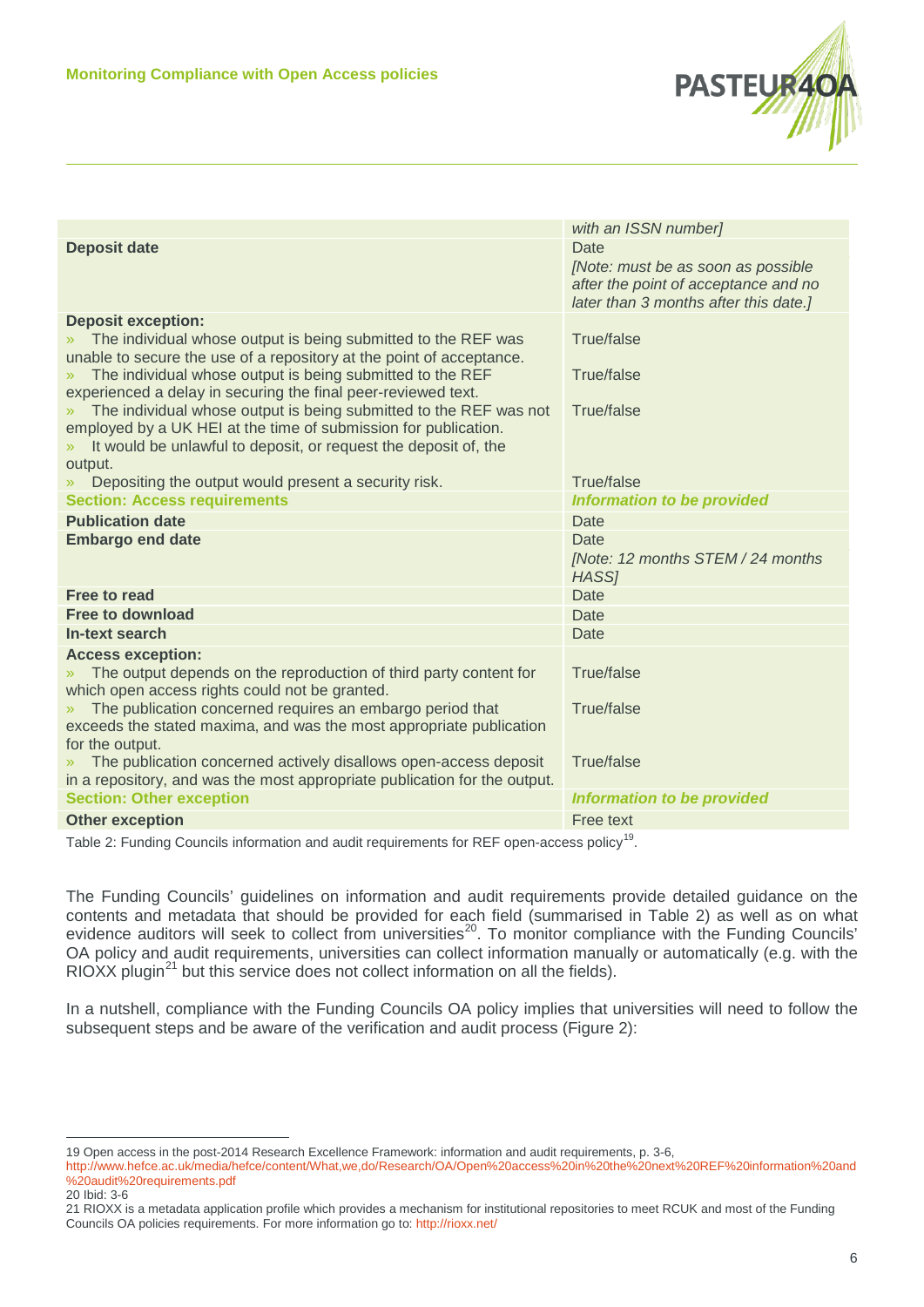| | |
|---|---|
| | *with an ISSN number]* |
| **Deposit date** | Date *[Note: must be as soon as possible after the point of acceptance and no later than 3 months after this date.]* |
| **Deposit exception:** | |
| » The individual whose output is being submitted to the REF was unable to secure the use of a repository at the point of acceptance. | True/false |
| » The individual whose output is being submitted to the REF experienced a delay in securing the final peer-reviewed text. | True/false |
| » The individual whose output is being submitted to the REF was not employed by a UK HEI at the time of submission for publication. | True/false |
| » It would be unlawful to deposit, or request the deposit of, the output. | |
| » Depositing the output would present a security risk. | True/false |
| **Section: Access requirements** | ***Information to be provided*** |
| **Publication date** | Date |
| **Embargo end date** | Date *[Note: 12 months STEM / 24 months HASS]* |
| **Free to read** | Date |
| **Free to download** | Date |
| **In-text search** | Date |
| **Access exception:** | |
| » The output depends on the reproduction of third party content for which open access rights could not be granted. | True/false |
| » The publication concerned requires an embargo period that exceeds the stated maxima, and was the most appropriate publication for the output. | True/false |
| » The publication concerned actively disallows open-access deposit in a repository, and was the most appropriate publication for the output. | True/false |
| **Section: Other exception** | ***Information to be provided*** |
| **Other exception** | Free text |

Table 2: Funding Councils information and audit requirements for REF open-access policy[19].

The Funding Councils' guidelines on information and audit requirements provide detailed guidance on the contents and metadata that should be provided for each field (summarised in Table 2) as well as on what evidence auditors will seek to collect from universities[20]. To monitor compliance with the Funding Councils' OA policy and audit requirements, universities can collect information manually or automatically (e.g. with the RIOXX plugin[21] but this service does not collect information on all the fields).

In a nutshell, compliance with the Funding Councils OA policy implies that universities will need to follow the subsequent steps and be aware of the verification and audit process (Figure 2):

---

19 Open access in the post-2014 Research Excellence Framework: information and audit requirements, p. 3-6, http://www.hefce.ac.uk/media/hefce/content/What,we,do/Research/OA/Open%20access%20in%20the%20next%20REF%20information%20and%20audit%20requirements.pdf

20 Ibid: 3-6

21 RIOXX is a metadata application profile which provides a mechanism for institutional repositories to meet RCUK and most of the Funding Councils OA policies requirements. For more information go to: http://rioxx.net/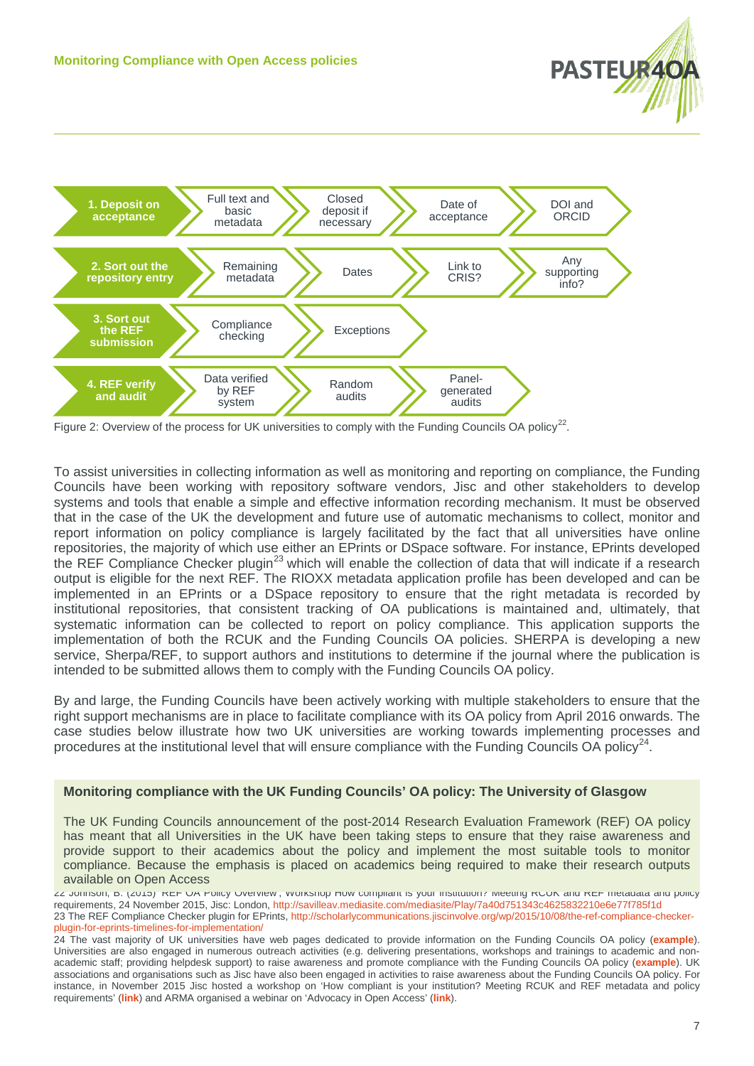| 1. Deposit on acceptance | Full text and basic metadata | Closed deposit if necessary | Date of acceptance | DOI and ORCID |
| --- | --- | --- | --- | --- |
| 2. Sort out the repository entry | Remaining metadata | Dates | Link to CRIS? | Any supporting info? |
| 3. Sort out the REF submission | Compliance checking | Exceptions | | |
| 4. REF verify and audit | Data verified by REF system | Random audits | Panel-generated audits | |

Figure 2: Overview of the process for UK universities to comply with the Funding Councils OA policy[22].

To assist universities in collecting information as well as monitoring and reporting on compliance, the Funding Councils have been working with repository software vendors, Jisc and other stakeholders to develop systems and tools that enable a simple and effective information recording mechanism. It must be observed that in the case of the UK the development and future use of automatic mechanisms to collect, monitor and report information on policy compliance is largely facilitated by the fact that all universities have online repositories, the majority of which use either an EPrints or DSpace software. For instance, EPrints developed the REF Compliance Checker plugin[23] which will enable the collection of data that will indicate if a research output is eligible for the next REF. The RIOXX metadata application profile has been developed and can be implemented in an EPrints or a DSpace repository to ensure that the right metadata is recorded by institutional repositories, that consistent tracking of OA publications is maintained and, ultimately, that systematic information can be collected to report on policy compliance. This application supports the implementation of both the RCUK and the Funding Councils OA policies. SHERPA is developing a new service, Sherpa/REF, to support authors and institutions to determine if the journal where the publication is intended to be submitted allows them to comply with the Funding Councils OA policy.

By and large, the Funding Councils have been actively working with multiple stakeholders to ensure that the right support mechanisms are in place to facilitate compliance with its OA policy from April 2016 onwards. The case studies below illustrate how two UK universities are working towards implementing processes and procedures at the institutional level that will ensure compliance with the Funding Councils OA policy[24].

**Monitoring compliance with the UK Funding Councils' OA policy: The University of Glasgow**

The UK Funding Councils announcement of the post-2014 Research Evaluation Framework (REF) OA policy has meant that all Universities in the UK have been taking steps to ensure that they raise awareness and provide support to their academics about the policy and implement the most suitable tools to monitor compliance. Because the emphasis is placed on academics being required to make their research outputs available on Open Access

22 Johnson, B. (2015) 'REF OA Policy Overview', Workshop 'How compliant is your institution? Meeting RCUK and REF metadata and policy requirements, 24 November 2015, Jisc: London, http://savilleav.mediasite.com/mediasite/Play/7a40d751343c4625832210e6e77f785f1d

23 The REF Compliance Checker plugin for EPrints, http://scholarlycommunications.jiscinvolve.org/wp/2015/10/08/the-ref-compliance-checker-plugin-for-eprints-timelines-for-implementation/

24 The vast majority of UK universities have web pages dedicated to provide information on the Funding Councils OA policy (**example**). Universities are also engaged in numerous outreach activities (e.g. delivering presentations, workshops and trainings to academic and non-academic staff; providing helpdesk support) to raise awareness and promote compliance with the Funding Councils OA policy (**example**). UK associations and organisations such as Jisc have also been engaged in activities to raise awareness about the Funding Councils OA policy. For instance, in November 2015 Jisc hosted a workshop on 'How compliant is your institution? Meeting RCUK and REF metadata and policy requirements' (**link**) and ARMA organised a webinar on 'Advocacy in Open Access' (**link**).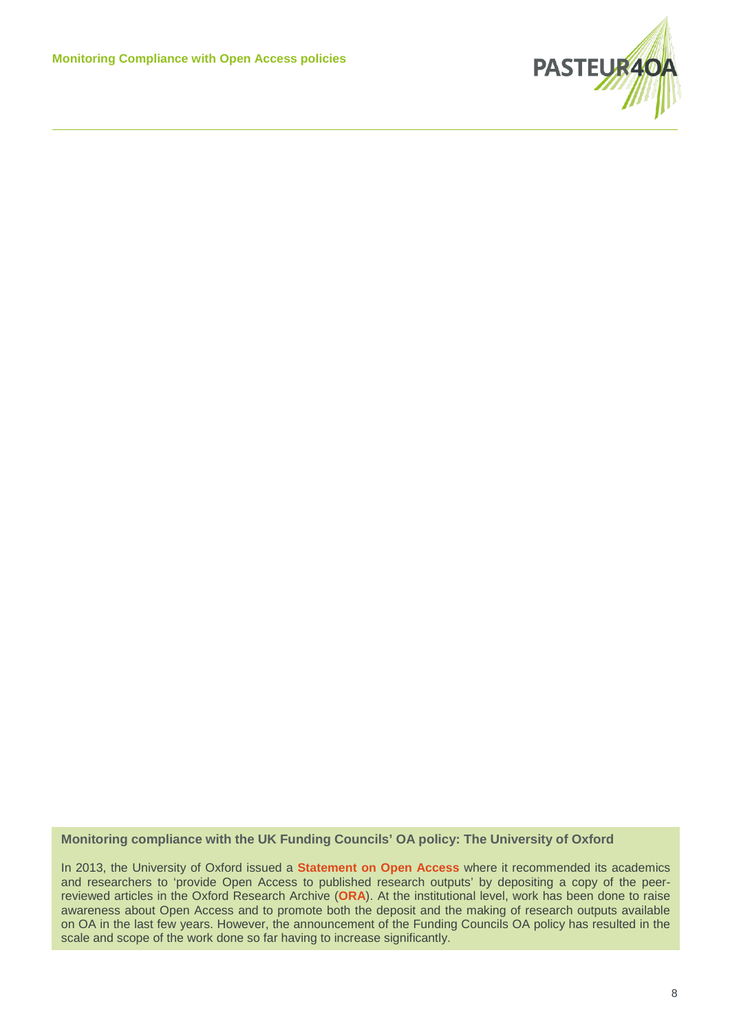**Monitoring compliance with the UK Funding Councils' OA policy: The University of Oxford**

In 2013, the University of Oxford issued a **Statement on Open Access** where it recommended its academics and researchers to 'provide Open Access to published research outputs' by depositing a copy of the peer-reviewed articles in the Oxford Research Archive (**ORA**). At the institutional level, work has been done to raise awareness about Open Access and to promote both the deposit and the making of research outputs available on OA in the last few years. However, the announcement of the Funding Councils OA policy has resulted in the scale and scope of the work done so far having to increase significantly.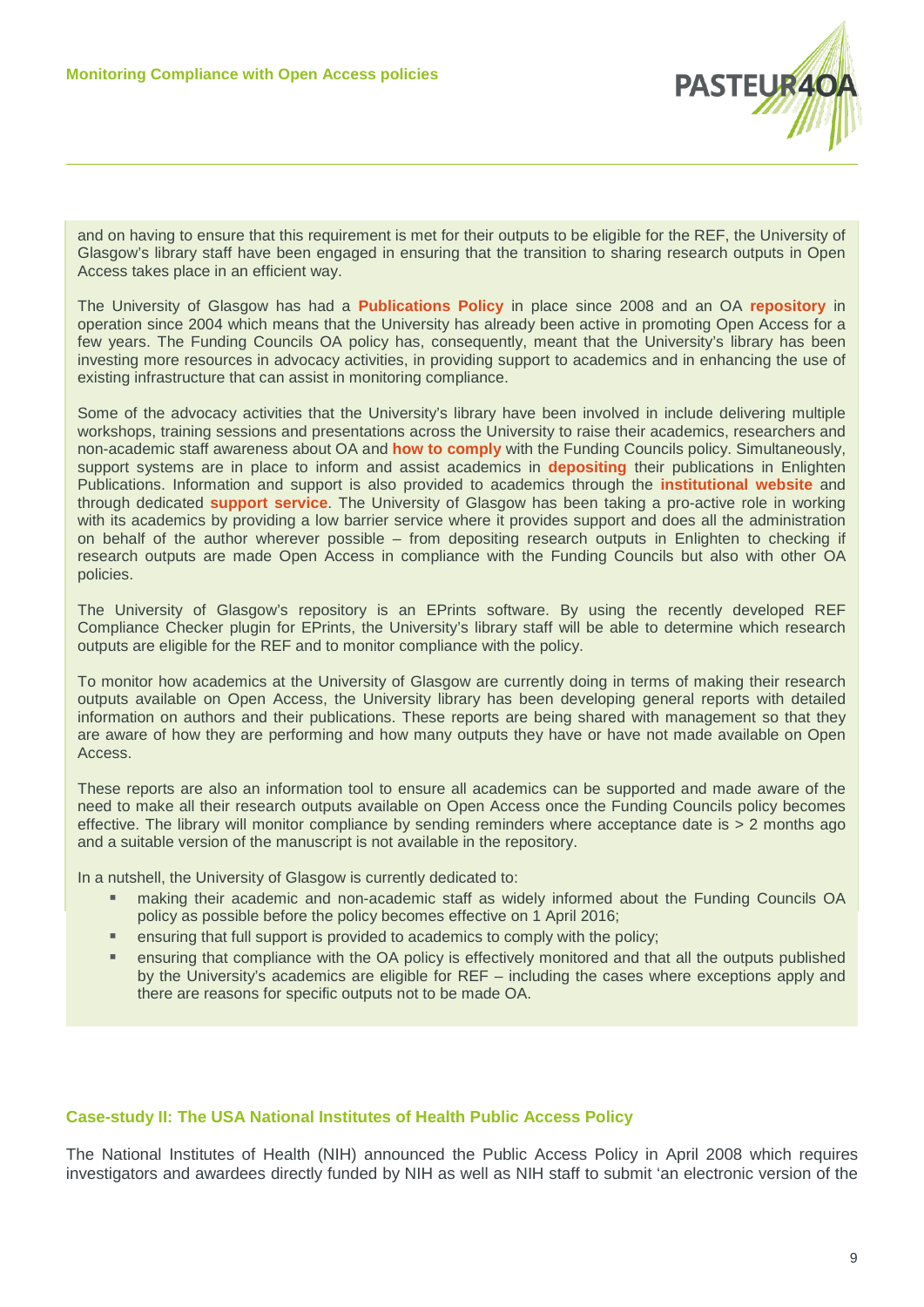and on having to ensure that this requirement is met for their outputs to be eligible for the REF, the University of Glasgow's library staff have been engaged in ensuring that the transition to sharing research outputs in Open Access takes place in an efficient way.

The University of Glasgow has had a **Publications Policy** in place since 2008 and an OA **repository** in operation since 2004 which means that the University has already been active in promoting Open Access for a few years. The Funding Councils OA policy has, consequently, meant that the University's library has been investing more resources in advocacy activities, in providing support to academics and in enhancing the use of existing infrastructure that can assist in monitoring compliance.

Some of the advocacy activities that the University's library have been involved in include delivering multiple workshops, training sessions and presentations across the University to raise their academics, researchers and non-academic staff awareness about OA and **how to comply** with the Funding Councils policy. Simultaneously, support systems are in place to inform and assist academics in **depositing** their publications in Enlighten Publications. Information and support is also provided to academics through the **institutional website** and through dedicated **support service**. The University of Glasgow has been taking a pro-active role in working with its academics by providing a low barrier service where it provides support and does all the administration on behalf of the author wherever possible – from depositing research outputs in Enlighten to checking if research outputs are made Open Access in compliance with the Funding Councils but also with other OA policies.

The University of Glasgow's repository is an EPrints software. By using the recently developed REF Compliance Checker plugin for EPrints, the University's library staff will be able to determine which research outputs are eligible for the REF and to monitor compliance with the policy.

To monitor how academics at the University of Glasgow are currently doing in terms of making their research outputs available on Open Access, the University library has been developing general reports with detailed information on authors and their publications. These reports are being shared with management so that they are aware of how they are performing and how many outputs they have or have not made available on Open Access.

These reports are also an information tool to ensure all academics can be supported and made aware of the need to make all their research outputs available on Open Access once the Funding Councils policy becomes effective. The library will monitor compliance by sending reminders where acceptance date is > 2 months ago and a suitable version of the manuscript is not available in the repository.

In a nutshell, the University of Glasgow is currently dedicated to:

- making their academic and non-academic staff as widely informed about the Funding Councils OA policy as possible before the policy becomes effective on 1 April 2016;
- ensuring that full support is provided to academics to comply with the policy;
- ensuring that compliance with the OA policy is effectively monitored and that all the outputs published by the University's academics are eligible for REF – including the cases where exceptions apply and there are reasons for specific outputs not to be made OA.

### Case-study II: The USA National Institutes of Health Public Access Policy

The National Institutes of Health (NIH) announced the Public Access Policy in April 2008 which requires investigators and awardees directly funded by NIH as well as NIH staff to submit 'an electronic version of the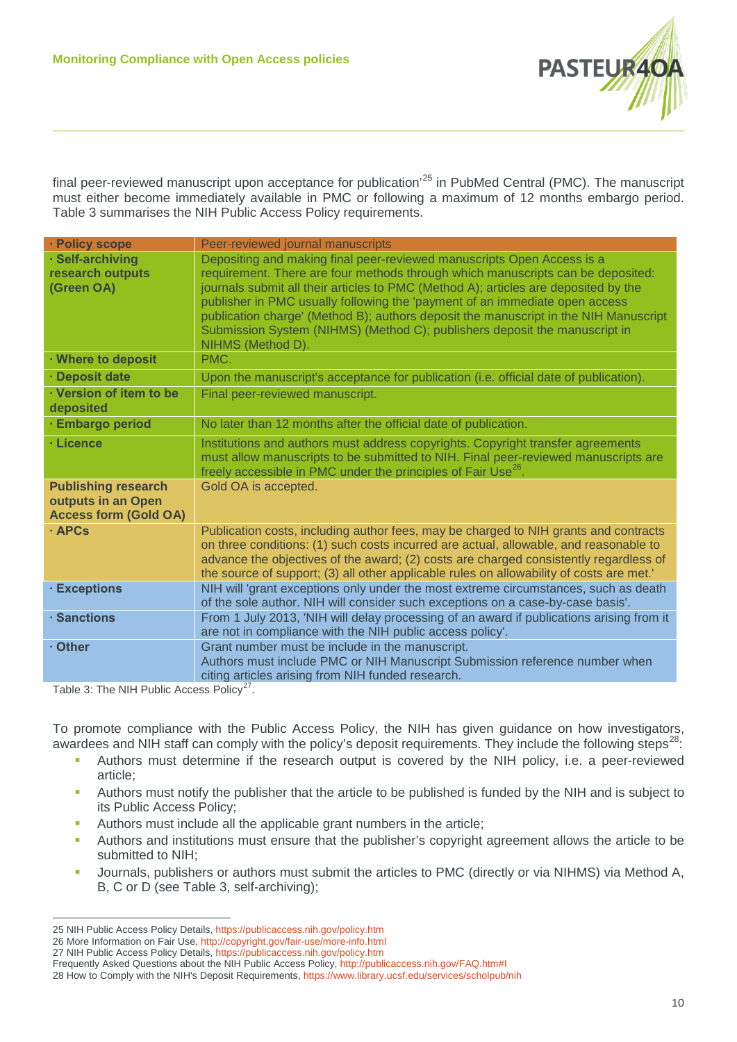final peer-reviewed manuscript upon acceptance for publication'[25] in PubMed Central (PMC). The manuscript must either become immediately available in PMC or following a maximum of 12 months embargo period. Table 3 summarises the NIH Public Access Policy requirements.

| · Policy scope | Peer-reviewed journal manuscripts |
|---|---|
| **· Self-archiving research outputs (Green OA)** | Depositing and making final peer-reviewed manuscripts Open Access is a requirement. There are four methods through which manuscripts can be deposited: journals submit all their articles to PMC (Method A); articles are deposited by the publisher in PMC usually following the 'payment of an immediate open access publication charge' (Method B); authors deposit the manuscript in the NIH Manuscript Submission System (NIHMS) (Method C); publishers deposit the manuscript in NIHMS (Method D). |
| **· Where to deposit** | PMC. |
| **· Deposit date** | Upon the manuscript's acceptance for publication (i.e. official date of publication). |
| **· Version of item to be deposited** | Final peer-reviewed manuscript. |
| **· Embargo period** | No later than 12 months after the official date of publication. |
| **· Licence** | Institutions and authors must address copyrights. Copyright transfer agreements must allow manuscripts to be submitted to NIH. Final peer-reviewed manuscripts are freely accessible in PMC under the principles of Fair Use[26]. |
| **Publishing research outputs in an Open Access form (Gold OA)** | Gold OA is accepted. |
| **· APCs** | Publication costs, including author fees, may be charged to NIH grants and contracts on three conditions: (1) such costs incurred are actual, allowable, and reasonable to advance the objectives of the award; (2) costs are charged consistently regardless of the source of support; (3) all other applicable rules on allowability of costs are met.' |
| **· Exceptions** | NIH will 'grant exceptions only under the most extreme circumstances, such as death of the sole author. NIH will consider such exceptions on a case-by-case basis'. |
| **· Sanctions** | From 1 July 2013, 'NIH will delay processing of an award if publications arising from it are not in compliance with the NIH public access policy'. |
| **· Other** | Grant number must be include in the manuscript. Authors must include PMC or NIH Manuscript Submission reference number when citing articles arising from NIH funded research. |

Table 3: The NIH Public Access Policy[27].

To promote compliance with the Public Access Policy, the NIH has given guidance on how investigators, awardees and NIH staff can comply with the policy's deposit requirements. They include the following steps[28]:

- Authors must determine if the research output is covered by the NIH policy, i.e. a peer-reviewed article;
- Authors must notify the publisher that the article to be published is funded by the NIH and is subject to its Public Access Policy;
- Authors must include all the applicable grant numbers in the article;
- Authors and institutions must ensure that the publisher's copyright agreement allows the article to be submitted to NIH;
- Journals, publishers or authors must submit the articles to PMC (directly or via NIHMS) via Method A, B, C or D (see Table 3, self-archiving);

---

25 NIH Public Access Policy Details, https://publicaccess.nih.gov/policy.htm
26 More Information on Fair Use, http://copyright.gov/fair-use/more-info.html
27 NIH Public Access Policy Details, https://publicaccess.nih.gov/policy.htm
Frequently Asked Questions about the NIH Public Access Policy, http://publicaccess.nih.gov/FAQ.htm#l
28 How to Comply with the NIH's Deposit Requirements, https://www.library.ucsf.edu/services/scholpub/nih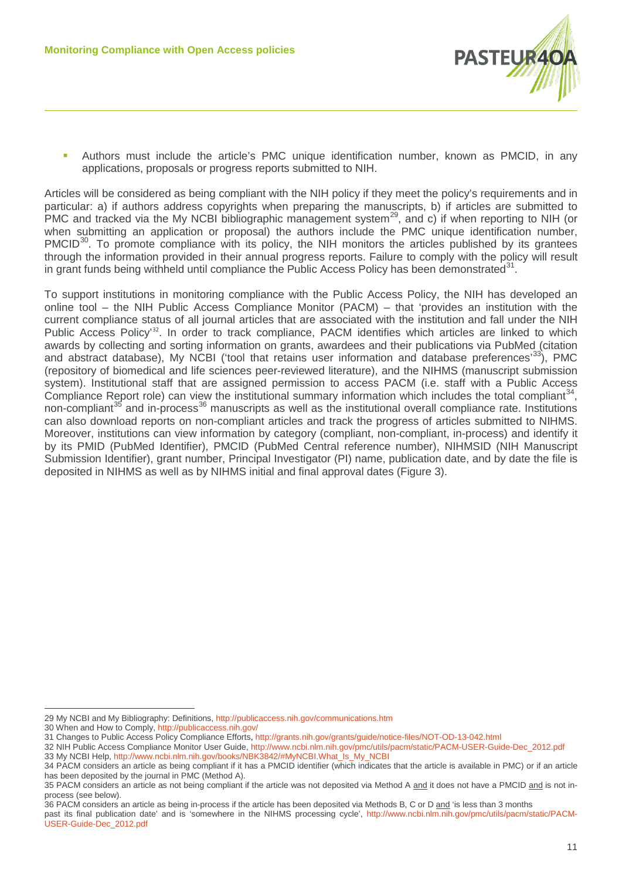- Authors must include the article's PMC unique identification number, known as PMCID, in any applications, proposals or progress reports submitted to NIH.

Articles will be considered as being compliant with the NIH policy if they meet the policy's requirements and in particular: a) if authors address copyrights when preparing the manuscripts, b) if articles are submitted to PMC and tracked via the My NCBI bibliographic management system[29], and c) if when reporting to NIH (or when submitting an application or proposal) the authors include the PMC unique identification number, PMCID[30]. To promote compliance with its policy, the NIH monitors the articles published by its grantees through the information provided in their annual progress reports. Failure to comply with the policy will result in grant funds being withheld until compliance the Public Access Policy has been demonstrated[31].

To support institutions in monitoring compliance with the Public Access Policy, the NIH has developed an online tool – the NIH Public Access Compliance Monitor (PACM) – that 'provides an institution with the current compliance status of all journal articles that are associated with the institution and fall under the NIH Public Access Policy'[32]. In order to track compliance, PACM identifies which articles are linked to which awards by collecting and sorting information on grants, awardees and their publications via PubMed (citation and abstract database), My NCBI ('tool that retains user information and database preferences'[33]), PMC (repository of biomedical and life sciences peer-reviewed literature), and the NIHMS (manuscript submission system). Institutional staff that are assigned permission to access PACM (i.e. staff with a Public Access Compliance Report role) can view the institutional summary information which includes the total compliant[34], non-compliant[35] and in-process[36] manuscripts as well as the institutional overall compliance rate. Institutions can also download reports on non-compliant articles and track the progress of articles submitted to NIHMS. Moreover, institutions can view information by category (compliant, non-compliant, in-process) and identify it by its PMID (PubMed Identifier), PMCID (PubMed Central reference number), NIHMSID (NIH Manuscript Submission Identifier), grant number, Principal Investigator (PI) name, publication date, and by date the file is deposited in NIHMS as well as by NIHMS initial and final approval dates (Figure 3).

---

29 My NCBI and My Bibliography: Definitions, http://publicaccess.nih.gov/communications.htm

30 When and How to Comply, http://publicaccess.nih.gov/

31 Changes to Public Access Policy Compliance Efforts, http://grants.nih.gov/grants/guide/notice-files/NOT-OD-13-042.html

32 NIH Public Access Compliance Monitor User Guide, http://www.ncbi.nlm.nih.gov/pmc/utils/pacm/static/PACM-USER-Guide-Dec_2012.pdf

33 My NCBI Help, http://www.ncbi.nlm.nih.gov/books/NBK3842/#MyNCBI.What_Is_My_NCBI

34 PACM considers an article as being compliant if it has a PMCID identifier (which indicates that the article is available in PMC) or if an article has been deposited by the journal in PMC (Method A).

35 PACM considers an article as not being compliant if the article was not deposited via Method A and it does not have a PMCID and is not in-process (see below).

36 PACM considers an article as being in-process if the article has been deposited via Methods B, C or D and 'is less than 3 months past its final publication date' and is 'somewhere in the NIHMS processing cycle', http://www.ncbi.nlm.nih.gov/pmc/utils/pacm/static/PACM-USER-Guide-Dec_2012.pdf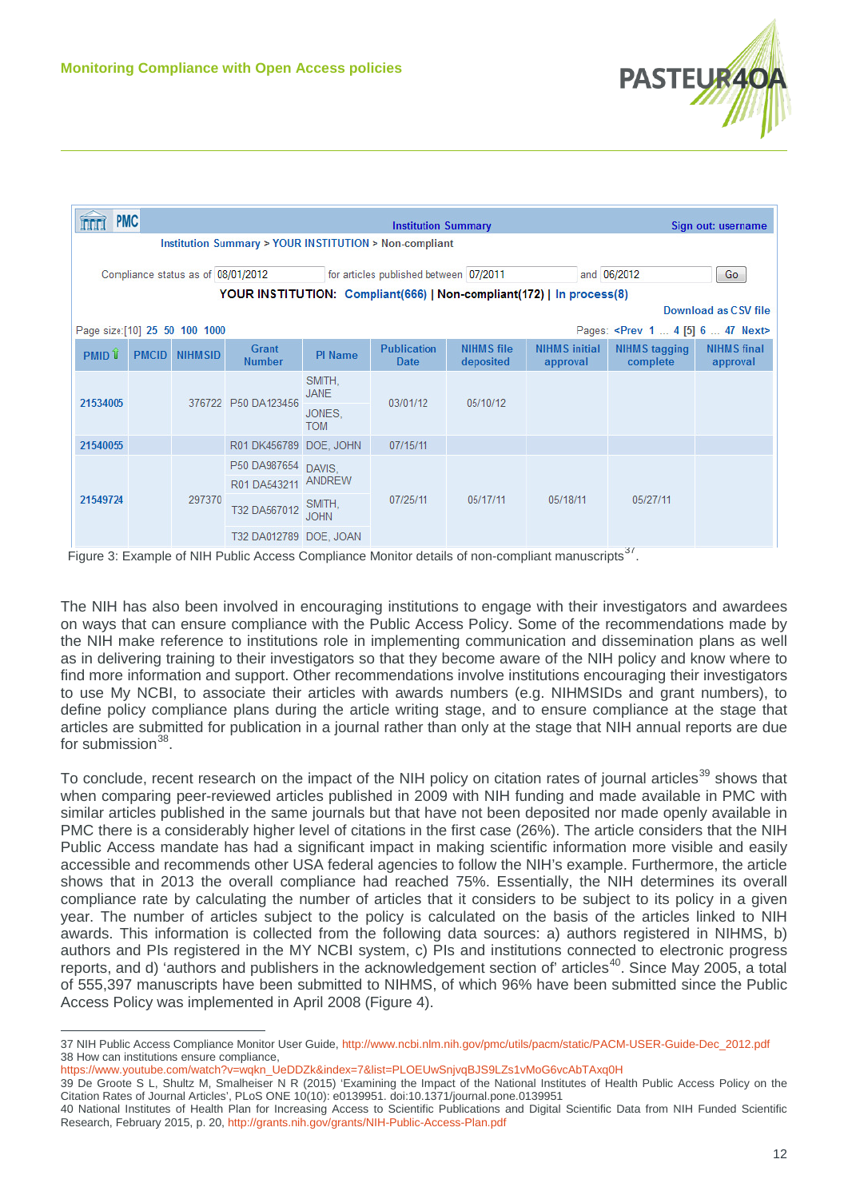| PMC | | | | Institution Summary | | | | Sign out: username | |
|---|---|---|---|---|---|---|---|---|---|

Institution Summary > YOUR INSTITUTION > Non-compliant

Compliance status as of 08/01/2012 for articles published between 07/2011 and 06/2012 Go

YOUR INSTITUTION: Compliant(666) | Non-compliant(172) | In process(8)

Download as CSV file

Page size:[10] 25 50 100 1000 Pages: <Prev 1 ... 4 [5] 6 ... 47 Next>

| PMID | PMCID | NIHMSID | Grant Number | PI Name | Publication Date | NIHMS file deposited | NIHMS initial approval | NIHMS tagging complete | NIHMS final approval |
|---|---|---|---|---|---|---|---|---|---|
| 21534005 | | 376722 | P50 DA123456 | SMITH, JANE; JONES, TOM | 03/01/12 | 05/10/12 | | | |
| 21540055 | | | R01 DK456789 | DOE, JOHN | 07/15/11 | | | | |
| 21549724 | | 297370 | P50 DA987654; R01 DA543211; T32 DA567012; T32 DA012789 | DAVIS, ANDREW; SMITH, JOHN; DOE, JOAN | 07/25/11 | 05/17/11 | 05/18/11 | 05/27/11 | |

Figure 3: Example of NIH Public Access Compliance Monitor details of non-compliant manuscripts[37].

The NIH has also been involved in encouraging institutions to engage with their investigators and awardees on ways that can ensure compliance with the Public Access Policy. Some of the recommendations made by the NIH make reference to institutions role in implementing communication and dissemination plans as well as in delivering training to their investigators so that they become aware of the NIH policy and know where to find more information and support. Other recommendations involve institutions encouraging their investigators to use My NCBI, to associate their articles with awards numbers (e.g. NIHMSIDs and grant numbers), to define policy compliance plans during the article writing stage, and to ensure compliance at the stage that articles are submitted for publication in a journal rather than only at the stage that NIH annual reports are due for submission[38].

To conclude, recent research on the impact of the NIH policy on citation rates of journal articles[39] shows that when comparing peer-reviewed articles published in 2009 with NIH funding and made available in PMC with similar articles published in the same journals but that have not been deposited nor made openly available in PMC there is a considerably higher level of citations in the first case (26%). The article considers that the NIH Public Access mandate has had a significant impact in making scientific information more visible and easily accessible and recommends other USA federal agencies to follow the NIH's example. Furthermore, the article shows that in 2013 the overall compliance had reached 75%. Essentially, the NIH determines its overall compliance rate by calculating the number of articles that it considers to be subject to its policy in a given year. The number of articles subject to the policy is calculated on the basis of the articles linked to NIH awards. This information is collected from the following data sources: a) authors registered in NIHMS, b) authors and PIs registered in the MY NCBI system, c) PIs and institutions connected to electronic progress reports, and d) 'authors and publishers in the acknowledgement section of' articles[40]. Since May 2005, a total of 555,397 manuscripts have been submitted to NIHMS, of which 96% have been submitted since the Public Access Policy was implemented in April 2008 (Figure 4).

---

37 NIH Public Access Compliance Monitor User Guide, http://www.ncbi.nlm.nih.gov/pmc/utils/pacm/static/PACM-USER-Guide-Dec_2012.pdf
38 How can institutions ensure compliance, https://www.youtube.com/watch?v=wqkn_UeDDZk&index=7&list=PLOEUwSnjvqBJS9LZs1vMoG6vcAbTAxq0H
39 De Groote S L, Shultz M, Smalheiser N R (2015) 'Examining the Impact of the National Institutes of Health Public Access Policy on the Citation Rates of Journal Articles', PLoS ONE 10(10): e0139951. doi:10.1371/journal.pone.0139951
40 National Institutes of Health Plan for Increasing Access to Scientific Publications and Digital Scientific Data from NIH Funded Scientific Research, February 2015, p. 20, http://grants.nih.gov/grants/NIH-Public-Access-Plan.pdf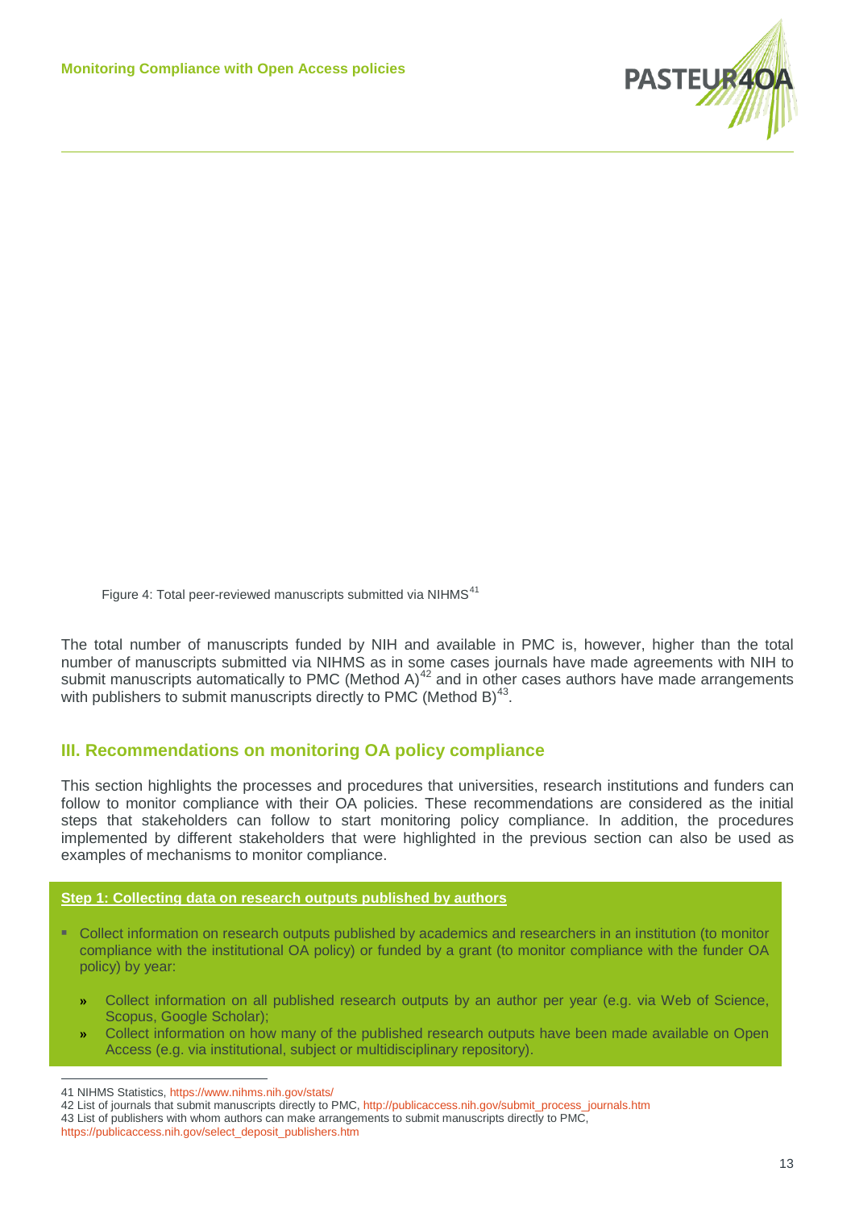Figure 4: Total peer-reviewed manuscripts submitted via NIHMS[41]

The total number of manuscripts funded by NIH and available in PMC is, however, higher than the total number of manuscripts submitted via NIHMS as in some cases journals have made agreements with NIH to submit manuscripts automatically to PMC (Method A)[42] and in other cases authors have made arrangements with publishers to submit manuscripts directly to PMC (Method B)[43].

## III. Recommendations on monitoring OA policy compliance

This section highlights the processes and procedures that universities, research institutions and funders can follow to monitor compliance with their OA policies. These recommendations are considered as the initial steps that stakeholders can follow to start monitoring policy compliance. In addition, the procedures implemented by different stakeholders that were highlighted in the previous section can also be used as examples of mechanisms to monitor compliance.

**Step 1: Collecting data on research outputs published by authors**

- Collect information on research outputs published by academics and researchers in an institution (to monitor compliance with the institutional OA policy) or funded by a grant (to monitor compliance with the funder OA policy) by year:
  - Collect information on all published research outputs by an author per year (e.g. via Web of Science, Scopus, Google Scholar);
  - Collect information on how many of the published research outputs have been made available on Open Access (e.g. via institutional, subject or multidisciplinary repository).

---

41 NIHMS Statistics, https://www.nihms.nih.gov/stats/

42 List of journals that submit manuscripts directly to PMC, http://publicaccess.nih.gov/submit_process_journals.htm

43 List of publishers with whom authors can make arrangements to submit manuscripts directly to PMC, https://publicaccess.nih.gov/select_deposit_publishers.htm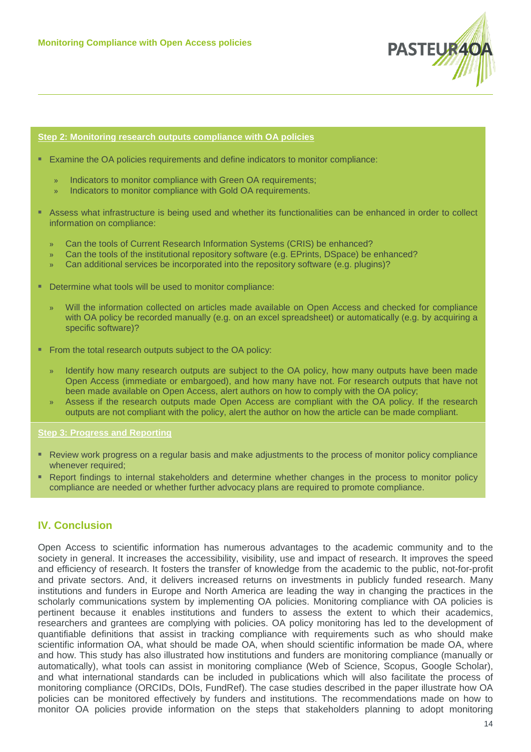**Step 2: Monitoring research outputs compliance with OA policies**

- Examine the OA policies requirements and define indicators to monitor compliance:
  - Indicators to monitor compliance with Green OA requirements;
  - Indicators to monitor compliance with Gold OA requirements.
- Assess what infrastructure is being used and whether its functionalities can be enhanced in order to collect information on compliance:
  - Can the tools of Current Research Information Systems (CRIS) be enhanced?
  - Can the tools of the institutional repository software (e.g. EPrints, DSpace) be enhanced?
  - Can additional services be incorporated into the repository software (e.g. plugins)?
- Determine what tools will be used to monitor compliance:
  - Will the information collected on articles made available on Open Access and checked for compliance with OA policy be recorded manually (e.g. on an excel spreadsheet) or automatically (e.g. by acquiring a specific software)?
- From the total research outputs subject to the OA policy:
  - Identify how many research outputs are subject to the OA policy, how many outputs have been made Open Access (immediate or embargoed), and how many have not. For research outputs that have not been made available on Open Access, alert authors on how to comply with the OA policy;
  - Assess if the research outputs made Open Access are compliant with the OA policy. If the research outputs are not compliant with the policy, alert the author on how the article can be made compliant.

**Step 3: Progress and Reporting**

- Review work progress on a regular basis and make adjustments to the process of monitor policy compliance whenever required;
- Report findings to internal stakeholders and determine whether changes in the process to monitor policy compliance are needed or whether further advocacy plans are required to promote compliance.

## IV. Conclusion

Open Access to scientific information has numerous advantages to the academic community and to the society in general. It increases the accessibility, visibility, use and impact of research. It improves the speed and efficiency of research. It fosters the transfer of knowledge from the academic to the public, not-for-profit and private sectors. And, it delivers increased returns on investments in publicly funded research. Many institutions and funders in Europe and North America are leading the way in changing the practices in the scholarly communications system by implementing OA policies. Monitoring compliance with OA policies is pertinent because it enables institutions and funders to assess the extent to which their academics, researchers and grantees are complying with policies. OA policy monitoring has led to the development of quantifiable definitions that assist in tracking compliance with requirements such as who should make scientific information OA, what should be made OA, when should scientific information be made OA, where and how. This study has also illustrated how institutions and funders are monitoring compliance (manually or automatically), what tools can assist in monitoring compliance (Web of Science, Scopus, Google Scholar), and what international standards can be included in publications which will also facilitate the process of monitoring compliance (ORCIDs, DOIs, FundRef). The case studies described in the paper illustrate how OA policies can be monitored effectively by funders and institutions. The recommendations made on how to monitor OA policies provide information on the steps that stakeholders planning to adopt monitoring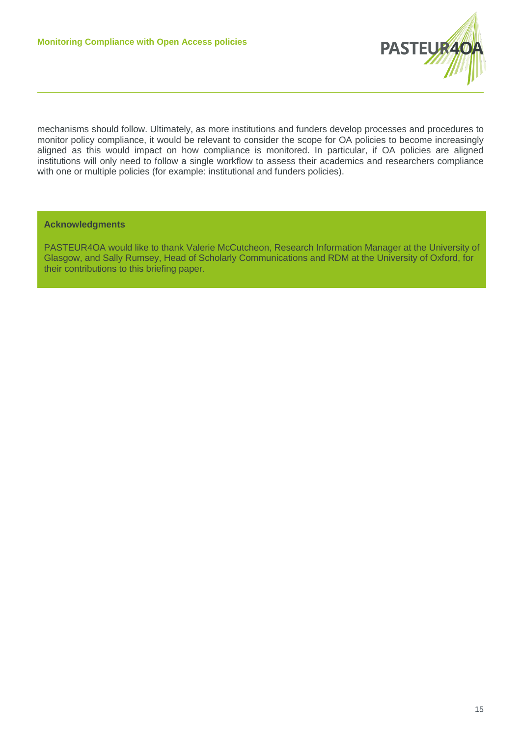mechanisms should follow. Ultimately, as more institutions and funders develop processes and procedures to monitor policy compliance, it would be relevant to consider the scope for OA policies to become increasingly aligned as this would impact on how compliance is monitored. In particular, if OA policies are aligned institutions will only need to follow a single workflow to assess their academics and researchers compliance with one or multiple policies (for example: institutional and funders policies).

**Acknowledgments**

PASTEUR4OA would like to thank Valerie McCutcheon, Research Information Manager at the University of Glasgow, and Sally Rumsey, Head of Scholarly Communications and RDM at the University of Oxford, for their contributions to this briefing paper.